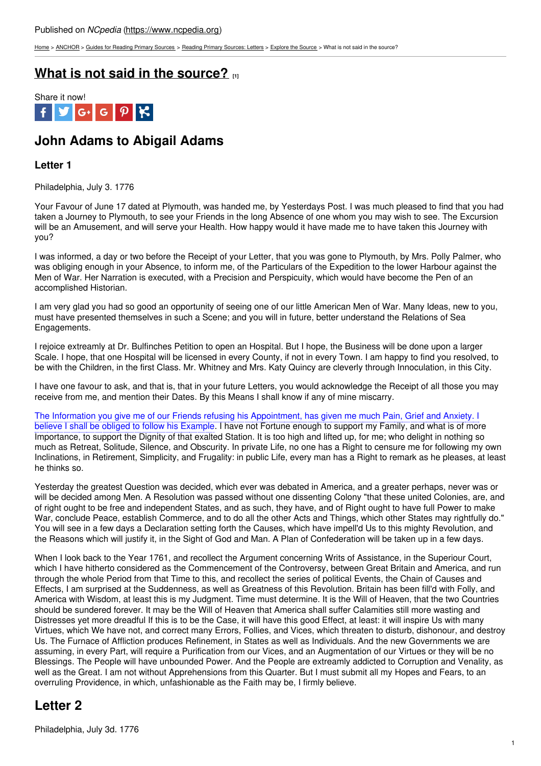Published on *NCpedia* (https://www.ncpedia.org)

Home > ANCHOR > Guides for Reading Primary Sources > Reading Primary Sources: Letters > Explore the Source > What is not said in the source?

# What is not said in the source? [1]

Share it now!

## John Adams to Abigail Adams

### Letter 1

Philadelphia, July 3. 1776

Your Favour of June 17 dated at Plymouth, was handed me, by Yesterdays Post. I was much pleased to find that you had taken a Journey to Plymouth, to see your Friends in the long Absence of one whom you may wish to see. The Excursion will be an Amusement, and will serve your Health. How happy would it have made me to have taken this Journey with you?

I was informed, a day or two before the Receipt of your Letter, that you was gone to Plymouth, by Mrs. Polly Palmer, who was obliging enough in your Absence, to inform me, of the Particulars of the Expedition to the lower Harbour against the Men of War. Her Narration is executed, with a Precision and Perspicuity, which would have become the Pen of an accomplished Historian.

I am very glad you had so good an opportunity of seeing one of our little American Men of War. Many Ideas, new to you, must have presented themselves in such a Scene; and you will in future, better understand the Relations of Sea Engagements.

I rejoice extreamly at Dr. Bulfinches Petition to open an Hospital. But I hope, the Business will be done upon a larger Scale. I hope, that one Hospital will be licensed in every County, if not in every Town. I am happy to find you resolved, to be with the Children, in the first Class. Mr. Whitney and Mrs. Katy Quincy are cleverly through Innoculation, in this City.

I have one favour to ask, and that is, that in your future Letters, you would acknowledge the Receipt of all those you may receive from me, and mention their Dates. By this Means I shall know if any of mine miscarry.

The Information you give me of our Friends refusing his Appointment, has given me much Pain, Grief and Anxiety. I believe I shall be obliged to follow his Example. I have not Fortune enough to support my Family, and what is of more Importance, to support the Dignity of that exalted Station. It is too high and lifted up, for me; who delight in nothing so much as Retreat, Solitude, Silence, and Obscurity. In private Life, no one has a Right to censure me for following my own Inclinations, in Retirement, Simplicity, and Frugality: in public Life, every man has a Right to remark as he pleases, at least he thinks so.

Yesterday the greatest Question was decided, which ever was debated in America, and a greater perhaps, never was or will be decided among Men. A Resolution was passed without one dissenting Colony "that these united Colonies, are, and of right ought to be free and independent States, and as such, they have, and of Right ought to have full Power to make War, conclude Peace, establish Commerce, and to do all the other Acts and Things, which other States may rightfully do." You will see in a few days a Declaration setting forth the Causes, which have impell'd Us to this mighty Revolution, and the Reasons which will justify it, in the Sight of God and Man. A Plan of Confederation will be taken up in a few days.

When I look back to the Year 1761, and recollect the Argument concerning Writs of Assistance, in the Superiour Court, which I have hitherto considered as the Commencement of the Controversy, between Great Britain and America, and run through the whole Period from that Time to this, and recollect the series of political Events, the Chain of Causes and Effects, I am surprised at the Suddenness, as well as Greatness of this Revolution. Britain has been fill'd with Folly, and America with Wisdom, at least this is my Judgment. Time must determine. It is the Will of Heaven, that the two Countries should be sundered forever. It may be the Will of Heaven that America shall suffer Calamities still more wasting and Distresses yet more dreadful If this is to be the Case, it will have this good Effect, at least: it will inspire Us with many Virtues, which We have not, and correct many Errors, Follies, and Vices, which threaten to disturb, dishonour, and destroy Us. The Furnace of Affliction produces Refinement, in States as well as Individuals. And the new Governments we are assuming, in every Part, will require a Purification from our Vices, and an Augmentation of our Virtues or they will be no Blessings. The People will have unbounded Power. And the People are extreamly addicted to Corruption and Venality, as well as the Great. I am not without Apprehensions from this Quarter. But I must submit all my Hopes and Fears, to an overruling Providence, in which, unfashionable as the Faith may be, I firmly believe.

## Letter 2

Philadelphia, July 3d. 1776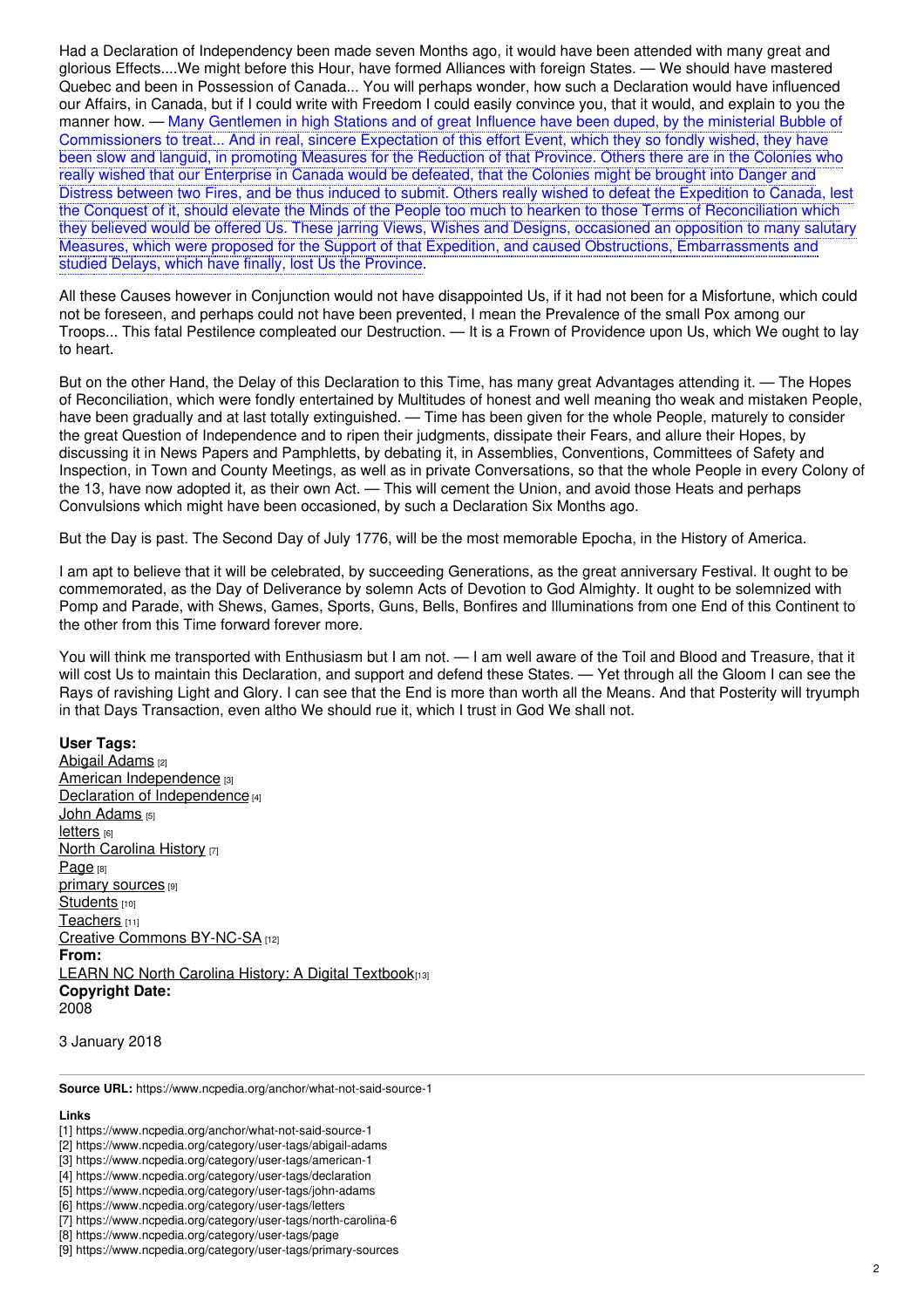Had a Declaration of Independency been made seven Months ago, it would have been attended with many great and glorious Effects....We might before this Hour, have formed Alliances with foreign States. — We should have mastered Quebec and been in Possession of Canada... You will perhaps wonder, how such a Declaration would have influenced our Affairs, in Canada, but if I could write with Freedom I could easily convince you, that it would, and explain to you the manner how. — Many Gentlemen in high Stations and of great Influence have been duped, by the ministerial Bubble of Commissioners to treat... And in real, sincere Expectation of this effort Event, which they so fondly wished, they have been slow and languid, in promoting Measures for the Reduction of that Province. Others there are in the Colonies who really wished that our Enterprise in Canada would be defeated, that the Colonies might be brought into Danger and Distress between two Fires, and be thus induced to submit. Others really wished to defeat the Expedition to Canada, lest the Conquest of it, should elevate the Minds of the People too much to hearken to those Terms of Reconciliation which they believed would be offered Us. These jarring Views, Wishes and Designs, occasioned an opposition to many salutary Measures, which were proposed for the Support of that Expedition, and caused Obstructions, Embarrassments and studied Delays, which have finally, lost Us the Province.

All these Causes however in Conjunction would not have disappointed Us, if it had not been for a Misfortune, which could not be foreseen, and perhaps could not have been prevented, I mean the Prevalence of the small Pox among our Troops... This fatal Pestilence compleated our Destruction. — It is a Frown of Providence upon Us, which We ought to lay to heart.

But on the other Hand, the Delay of this Declaration to this Time, has many great Advantages attending it. — The Hopes of Reconciliation, which were fondly entertained by Multitudes of honest and well meaning tho weak and mistaken People, have been gradually and at last totally extinguished. — Time has been given for the whole People, maturely to consider the great Question of Independence and to ripen their judgments, dissipate their Fears, and allure their Hopes, by discussing it in News Papers and Pamphletts, by debating it, in Assemblies, Conventions, Committees of Safety and Inspection, in Town and County Meetings, as well as in private Conversations, so that the whole People in every Colony of the 13, have now adopted it, as their own Act. — This will cement the Union, and avoid those Heats and perhaps Convulsions which might have been occasioned, by such a Declaration Six Months ago.

But the Day is past. The Second Day of July 1776, will be the most memorable Epocha, in the History of America.

I am apt to believe that it will be celebrated, by succeeding Generations, as the great anniversary Festival. It ought to be commemorated, as the Day of Deliverance by solemn Acts of Devotion to God Almighty. It ought to be solemnized with Pomp and Parade, with Shews, Games, Sports, Guns, Bells, Bonfires and Illuminations from one End of this Continent to the other from this Time forward forever more.

You will think me transported with Enthusiasm but I am not. — I am well aware of the Toil and Blood and Treasure, that it will cost Us to maintain this Declaration, and support and defend these States. — Yet through all the Gloom I can see the Rays of ravishing Light and Glory. I can see that the End is more than worth all the Means. And that Posterity will tryumph in that Days Transaction, even altho We should rue it, which I trust in God We shall not.

**User Tags:**
Abigail Adams [2]
American Independence [3]
Declaration of Independence [4]
John Adams [5]
letters [6]
North Carolina History [7]
Page [8]
primary sources [9]
Students [10]
Teachers [11]
Creative Commons BY-NC-SA [12]
**From:**
LEARN NC North Carolina History: A Digital Textbook [13]
**Copyright Date:**
2008

3 January 2018

**Source URL:** https://www.ncpedia.org/anchor/what-not-said-source-1

**Links**
[1] https://www.ncpedia.org/anchor/what-not-said-source-1
[2] https://www.ncpedia.org/category/user-tags/abigail-adams
[3] https://www.ncpedia.org/category/user-tags/american-1
[4] https://www.ncpedia.org/category/user-tags/declaration
[5] https://www.ncpedia.org/category/user-tags/john-adams
[6] https://www.ncpedia.org/category/user-tags/letters
[7] https://www.ncpedia.org/category/user-tags/north-carolina-6
[8] https://www.ncpedia.org/category/user-tags/page
[9] https://www.ncpedia.org/category/user-tags/primary-sources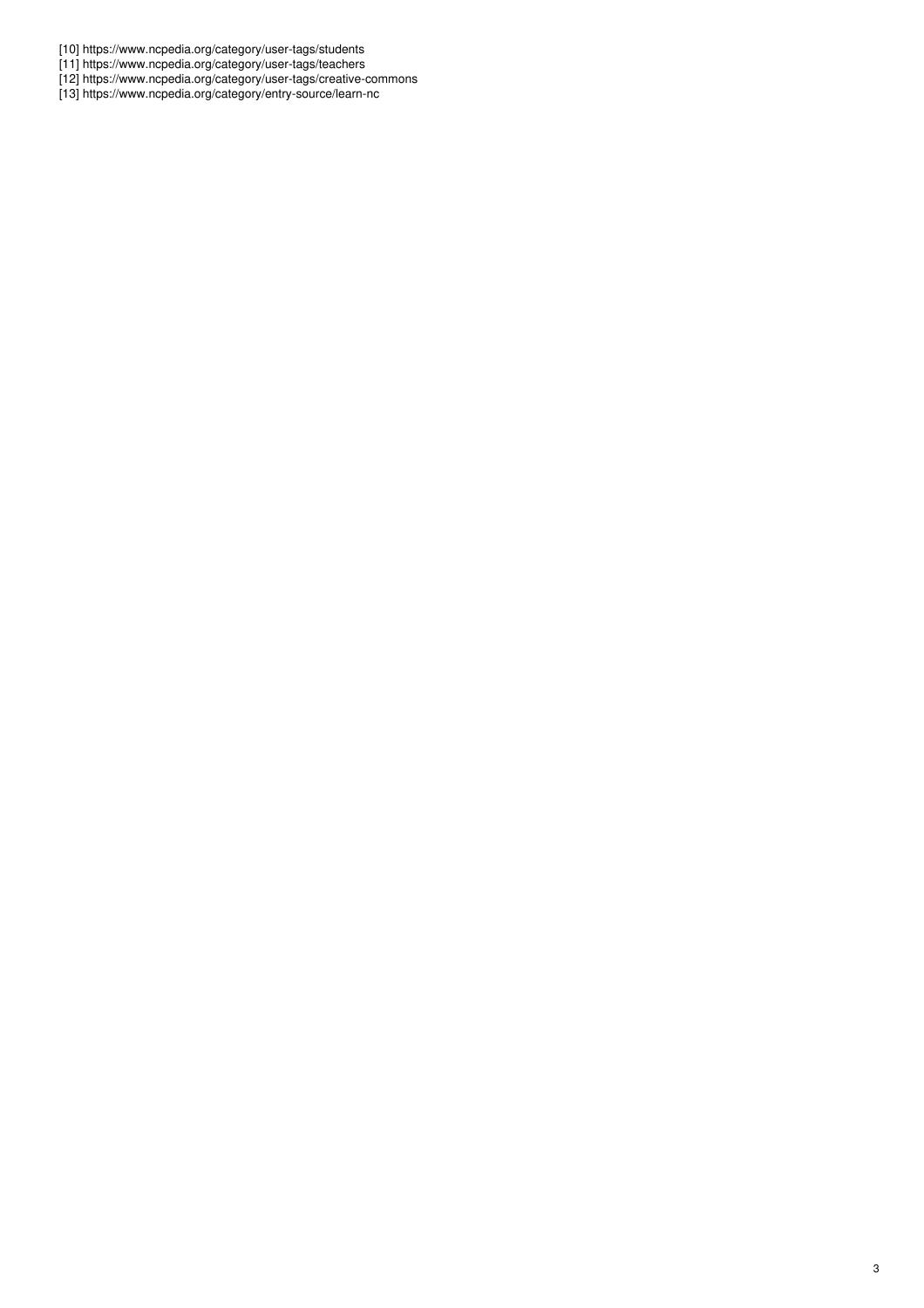[10] https://www.ncpedia.org/category/user-tags/students
[11] https://www.ncpedia.org/category/user-tags/teachers
[12] https://www.ncpedia.org/category/user-tags/creative-commons
[13] https://www.ncpedia.org/category/entry-source/learn-nc